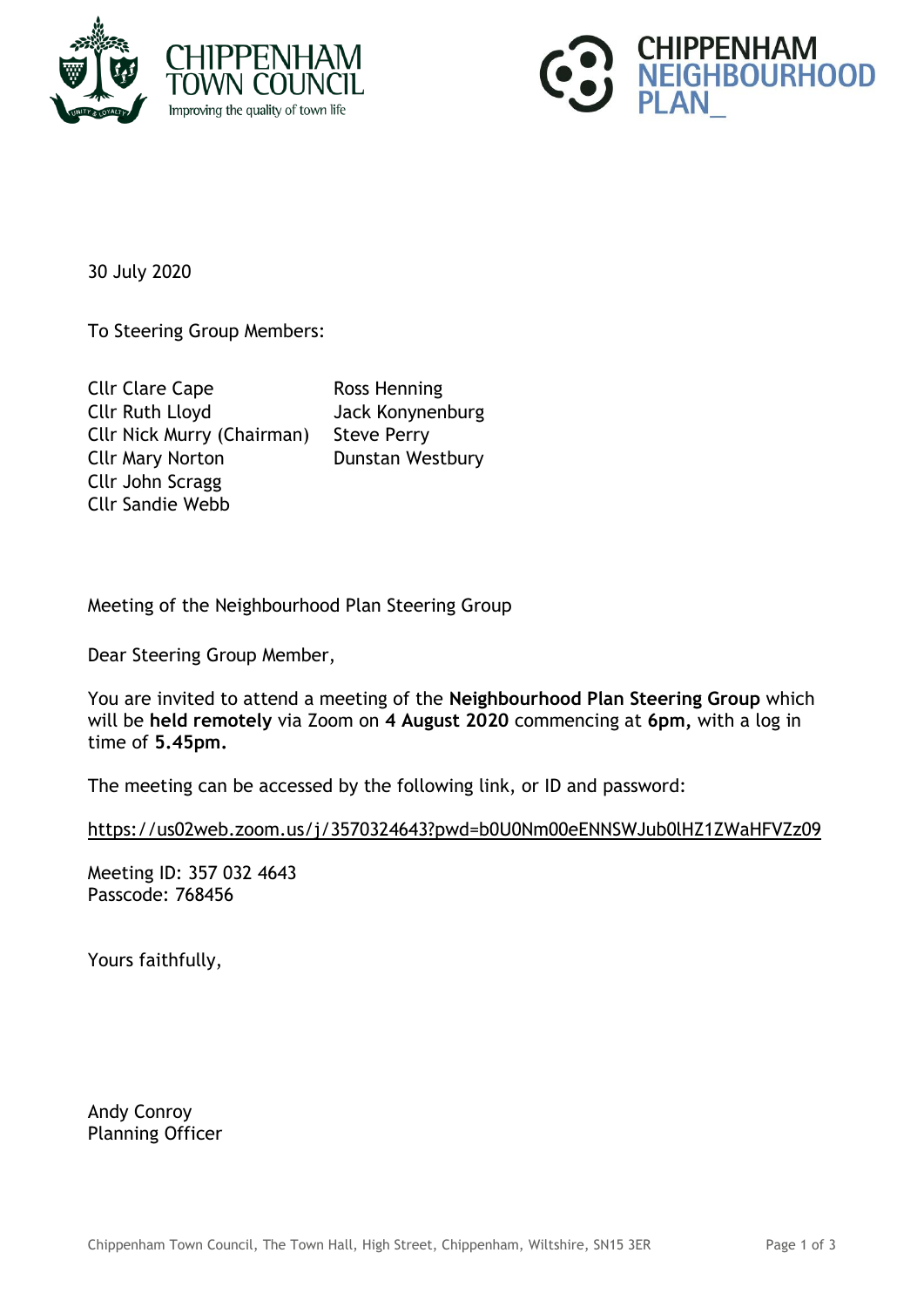CHIPPENHAM TOWN COUNCIL
Improving the quality of town life

CHIPPENHAM NEIGHBOURHOOD PLAN_

30 July 2020

To Steering Group Members:

Cllr Clare Cape
Cllr Ruth Lloyd
Cllr Nick Murry (Chairman)
Cllr Mary Norton
Cllr John Scragg
Cllr Sandie Webb

Ross Henning
Jack Konynenburg
Steve Perry
Dunstan Westbury

Meeting of the Neighbourhood Plan Steering Group

Dear Steering Group Member,

You are invited to attend a meeting of the **Neighbourhood Plan Steering Group** which will be **held remotely** via Zoom on **4 August 2020** commencing at **6pm,** with a log in time of **5.45pm.**

The meeting can be accessed by the following link, or ID and password:

https://us02web.zoom.us/j/3570324643?pwd=b0U0Nm00eENNSWJub0lHZ1ZWaHFVZz09

Meeting ID: 357 032 4643
Passcode: 768456

Yours faithfully,

Andy Conroy
Planning Officer

Chippenham Town Council, The Town Hall, High Street, Chippenham, Wiltshire, SN15 3ER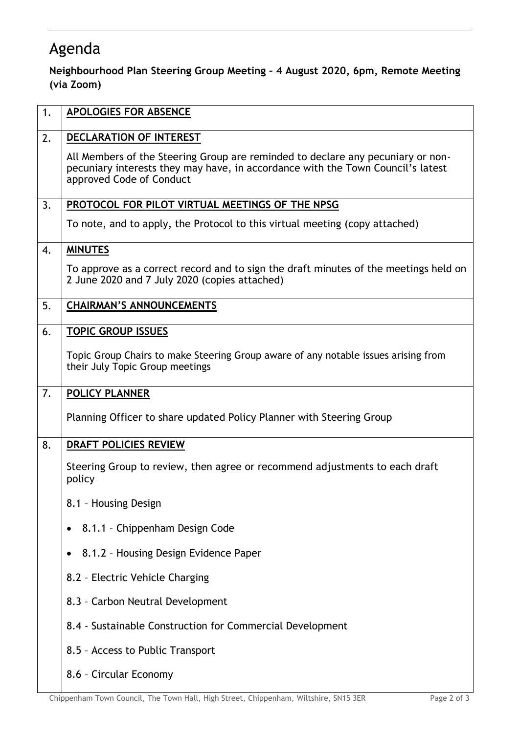# Agenda

**Neighbourhood Plan Steering Group Meeting – 4 August 2020, 6pm, Remote Meeting (via Zoom)**

| | |
|---|---|
| 1. | **APOLOGIES FOR ABSENCE** |
| 2. | **DECLARATION OF INTEREST**<br><br>All Members of the Steering Group are reminded to declare any pecuniary or non-pecuniary interests they may have, in accordance with the Town Council's latest approved Code of Conduct |
| 3. | **PROTOCOL FOR PILOT VIRTUAL MEETINGS OF THE NPSG**<br><br>To note, and to apply, the Protocol to this virtual meeting (copy attached) |
| 4. | **MINUTES**<br><br>To approve as a correct record and to sign the draft minutes of the meetings held on 2 June 2020 and 7 July 2020 (copies attached) |
| 5. | **CHAIRMAN'S ANNOUNCEMENTS** |
| 6. | **TOPIC GROUP ISSUES**<br><br>Topic Group Chairs to make Steering Group aware of any notable issues arising from their July Topic Group meetings |
| 7. | **POLICY PLANNER**<br><br>Planning Officer to share updated Policy Planner with Steering Group |
| 8. | **DRAFT POLICIES REVIEW**<br><br>Steering Group to review, then agree or recommend adjustments to each draft policy<br><br>8.1 – Housing Design<br><br>• 8.1.1 – Chippenham Design Code<br><br>• 8.1.2 – Housing Design Evidence Paper<br><br>8.2 – Electric Vehicle Charging<br><br>8.3 – Carbon Neutral Development<br><br>8.4 - Sustainable Construction for Commercial Development<br><br>8.5 – Access to Public Transport<br><br>8.6 – Circular Economy |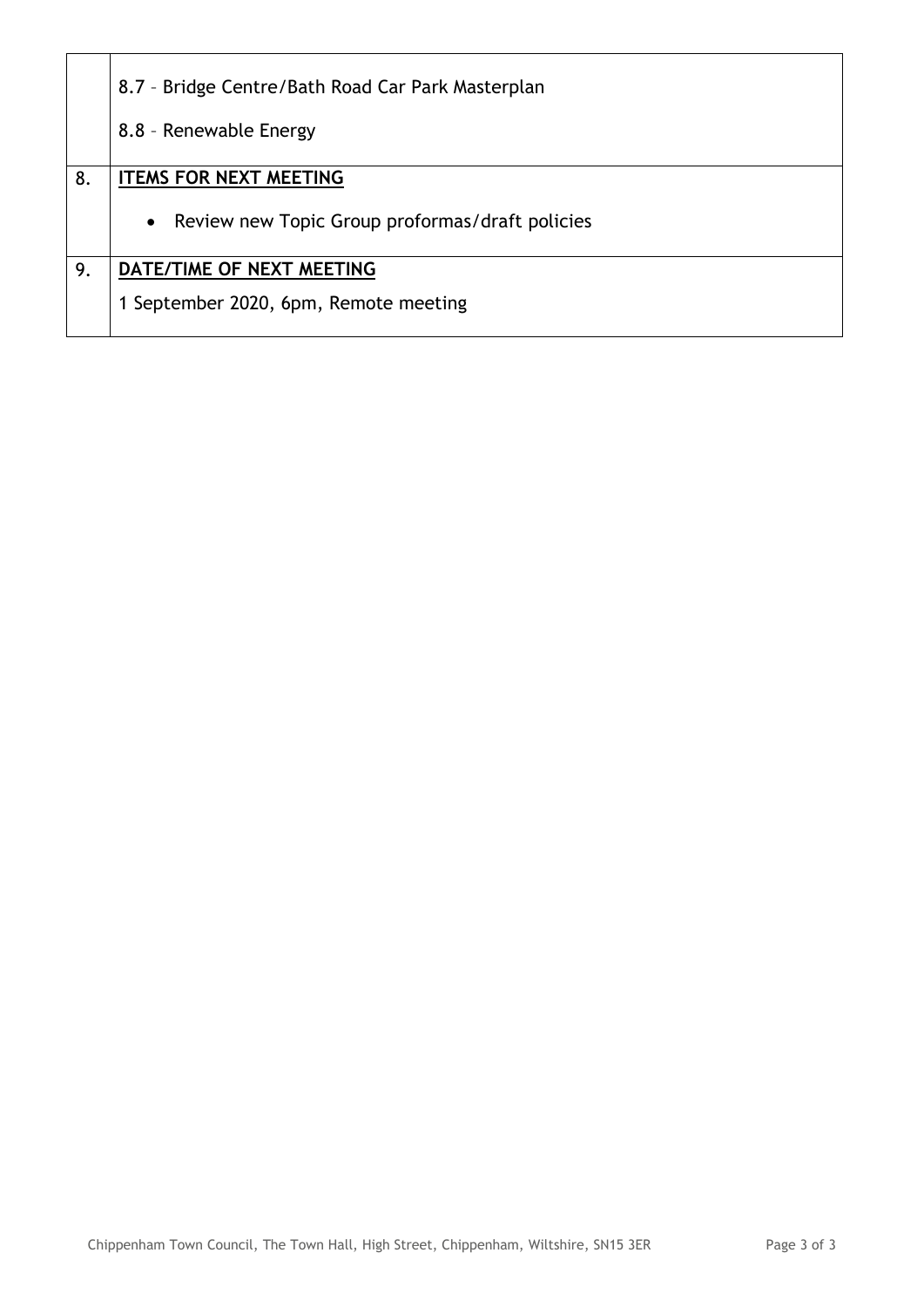| | |
|---|---|
| | 8.7 – Bridge Centre/Bath Road Car Park Masterplan<br><br>8.8 – Renewable Energy |
| 8. | **ITEMS FOR NEXT MEETING**<br><br>• Review new Topic Group proformas/draft policies |
| 9. | **DATE/TIME OF NEXT MEETING**<br><br>1 September 2020, 6pm, Remote meeting |